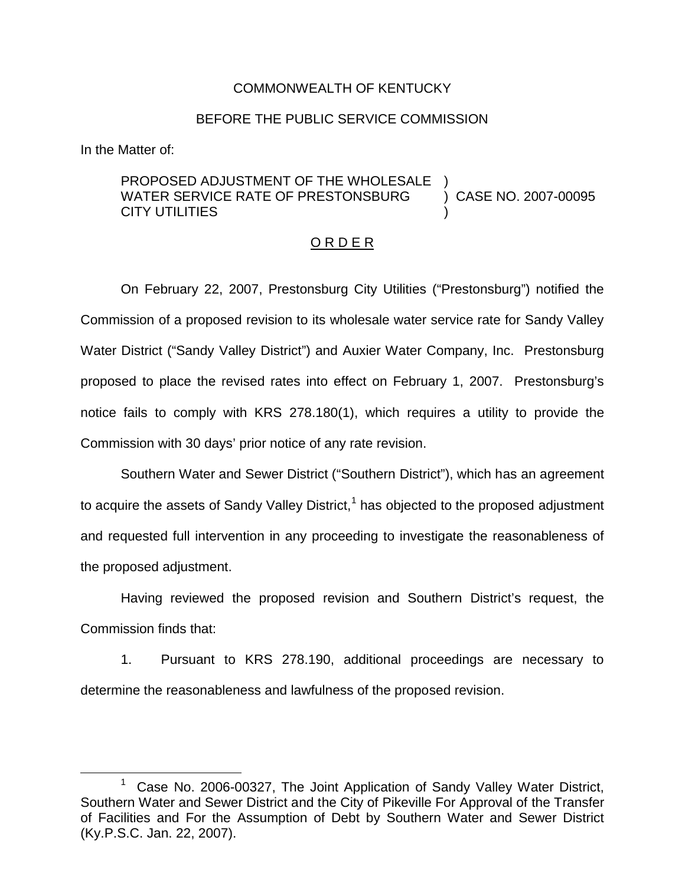COMMONWEALTH OF KENTUCKY

BEFORE THE PUBLIC SERVICE COMMISSION

In the Matter of:

PROPOSED ADJUSTMENT OF THE WHOLESALE WATER SERVICE RATE OF PRESTONSBURG CITY UTILITIES ) CASE NO. 2007-00095

## O R D E R

On February 22, 2007, Prestonsburg City Utilities ("Prestonsburg") notified the Commission of a proposed revision to its wholesale water service rate for Sandy Valley Water District ("Sandy Valley District") and Auxier Water Company, Inc. Prestonsburg proposed to place the revised rates into effect on February 1, 2007. Prestonsburg's notice fails to comply with KRS 278.180(1), which requires a utility to provide the Commission with 30 days' prior notice of any rate revision.

Southern Water and Sewer District ("Southern District"), which has an agreement to acquire the assets of Sandy Valley District,[1] has objected to the proposed adjustment and requested full intervention in any proceeding to investigate the reasonableness of the proposed adjustment.

Having reviewed the proposed revision and Southern District's request, the Commission finds that:

1. Pursuant to KRS 278.190, additional proceedings are necessary to determine the reasonableness and lawfulness of the proposed revision.

[1] Case No. 2006-00327, The Joint Application of Sandy Valley Water District, Southern Water and Sewer District and the City of Pikeville For Approval of the Transfer of Facilities and For the Assumption of Debt by Southern Water and Sewer District (Ky.P.S.C. Jan. 22, 2007).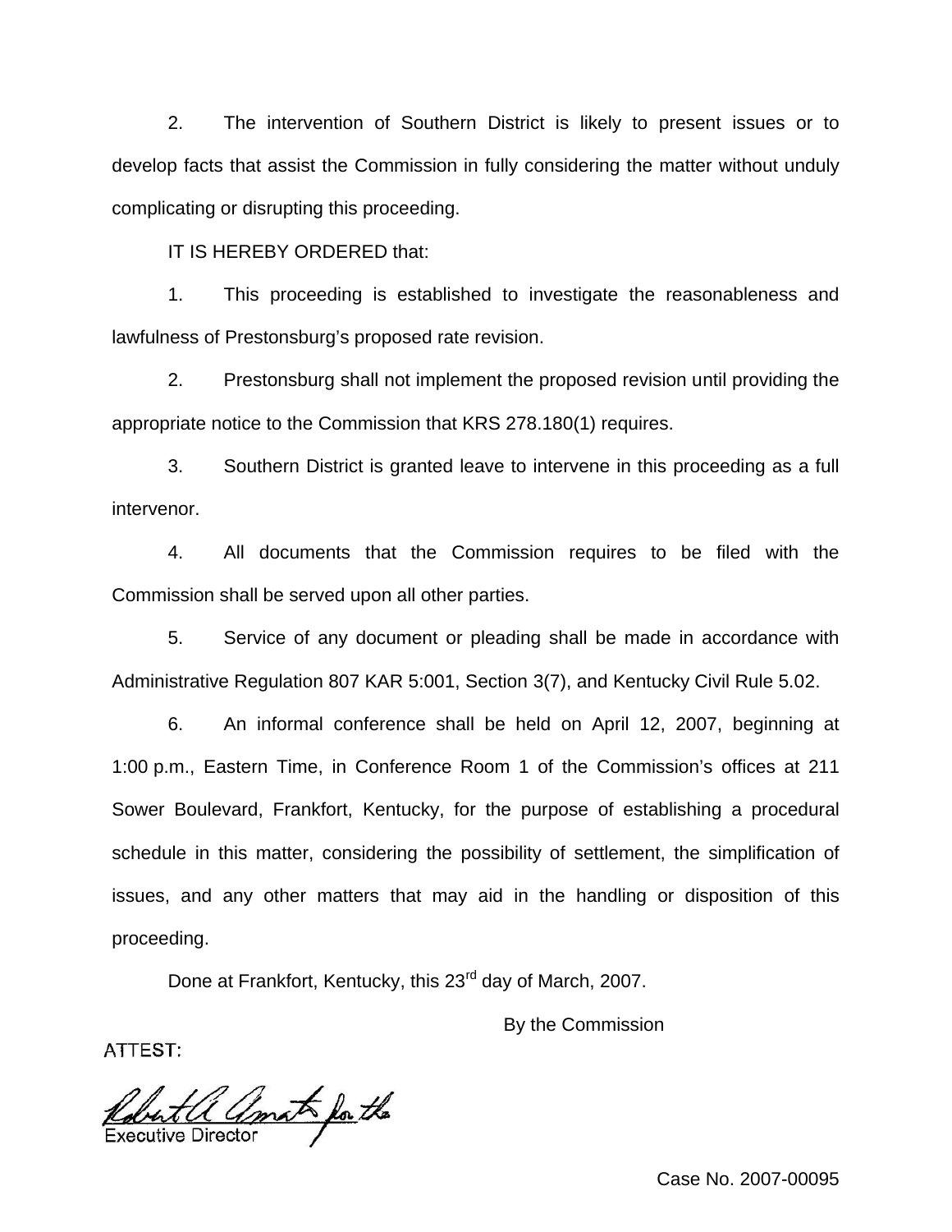2. The intervention of Southern District is likely to present issues or to develop facts that assist the Commission in fully considering the matter without unduly complicating or disrupting this proceeding.

IT IS HEREBY ORDERED that:

1. This proceeding is established to investigate the reasonableness and lawfulness of Prestonsburg's proposed rate revision.

2. Prestonsburg shall not implement the proposed revision until providing the appropriate notice to the Commission that KRS 278.180(1) requires.

3. Southern District is granted leave to intervene in this proceeding as a full intervenor.

4. All documents that the Commission requires to be filed with the Commission shall be served upon all other parties.

5. Service of any document or pleading shall be made in accordance with Administrative Regulation 807 KAR 5:001, Section 3(7), and Kentucky Civil Rule 5.02.

6. An informal conference shall be held on April 12, 2007, beginning at 1:00 p.m., Eastern Time, in Conference Room 1 of the Commission's offices at 211 Sower Boulevard, Frankfort, Kentucky, for the purpose of establishing a procedural schedule in this matter, considering the possibility of settlement, the simplification of issues, and any other matters that may aid in the handling or disposition of this proceeding.

Done at Frankfort, Kentucky, this 23rd day of March, 2007.

By the Commission

ATTEST:

Robert A. Amato for the
Executive Director

Case No. 2007-00095